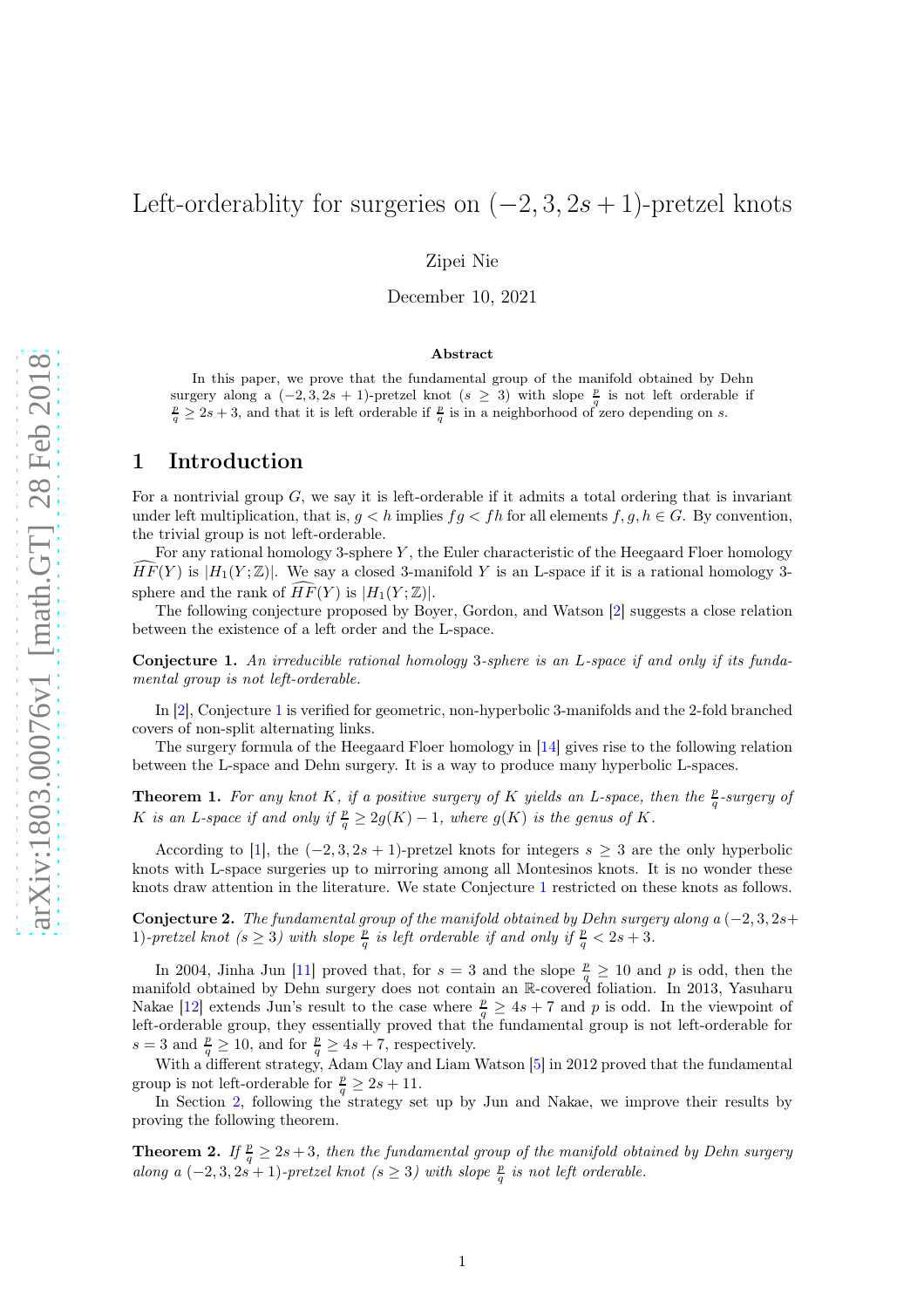# Left-orderablity for surgeries on $(-2, 3, 2s+1)$-pretzel knots

Zipei Nie

December 10, 2021

### Abstract

In this paper, we prove that the fundamental group of the manifold obtained by Dehn surgery along a $(-2, 3, 2s+1)$-pretzel knot ($s \geq 3$) with slope $\frac{p}{q}$ is not left orderable if $\frac{p}{q} \geq 2s+3$, and that it is left orderable if $\frac{p}{q}$ is in a neighborhood of zero depending on $s$.

## 1 Introduction

For a nontrivial group $G$, we say it is left-orderable if it admits a total ordering that is invariant under left multiplication, that is, $g < h$ implies $fg < fh$ for all elements $f, g, h \in G$. By convention, the trivial group is not left-orderable.

For any rational homology 3-sphere $Y$, the Euler characteristic of the Heegaard Floer homology $\widehat{HF}(Y)$ is $|H_1(Y;\mathbb{Z})|$. We say a closed 3-manifold $Y$ is an L-space if it is a rational homology 3-sphere and the rank of $\widehat{HF}(Y)$ is $|H_1(Y;\mathbb{Z})|$.

The following conjecture proposed by Boyer, Gordon, and Watson [2] suggests a close relation between the existence of a left order and the L-space.

**Conjecture 1.** *An irreducible rational homology 3-sphere is an L-space if and only if its fundamental group is not left-orderable.*

In [2], Conjecture 1 is verified for geometric, non-hyperbolic 3-manifolds and the 2-fold branched covers of non-split alternating links.

The surgery formula of the Heegaard Floer homology in [14] gives rise to the following relation between the L-space and Dehn surgery. It is a way to produce many hyperbolic L-spaces.

**Theorem 1.** *For any knot $K$, if a positive surgery of $K$ yields an L-space, then the $\frac{p}{q}$-surgery of $K$ is an L-space if and only if $\frac{p}{q} \geq 2g(K) - 1$, where $g(K)$ is the genus of $K$.*

According to [1], the $(-2, 3, 2s+1)$-pretzel knots for integers $s \geq 3$ are the only hyperbolic knots with L-space surgeries up to mirroring among all Montesinos knots. It is no wonder these knots draw attention in the literature. We state Conjecture 1 restricted on these knots as follows.

**Conjecture 2.** *The fundamental group of the manifold obtained by Dehn surgery along a $(-2, 3, 2s+1)$-pretzel knot ($s \geq 3$) with slope $\frac{p}{q}$ is left orderable if and only if $\frac{p}{q} < 2s+3$.*

In 2004, Jinha Jun [11] proved that, for $s = 3$ and the slope $\frac{p}{q} \geq 10$ and $p$ is odd, then the manifold obtained by Dehn surgery does not contain an $\mathbb{R}$-covered foliation. In 2013, Yasuharu Nakae [12] extends Jun's result to the case where $\frac{p}{q} \geq 4s+7$ and $p$ is odd. In the viewpoint of left-orderable group, they essentially proved that the fundamental group is not left-orderable for $s = 3$ and $\frac{p}{q} \geq 10$, and for $\frac{p}{q} \geq 4s+7$, respectively.

With a different strategy, Adam Clay and Liam Watson [5] in 2012 proved that the fundamental group is not left-orderable for $\frac{p}{q} \geq 2s+11$.

In Section 2, following the strategy set up by Jun and Nakae, we improve their results by proving the following theorem.

**Theorem 2.** *If $\frac{p}{q} \geq 2s+3$, then the fundamental group of the manifold obtained by Dehn surgery along a $(-2, 3, 2s+1)$-pretzel knot ($s \geq 3$) with slope $\frac{p}{q}$ is not left orderable.*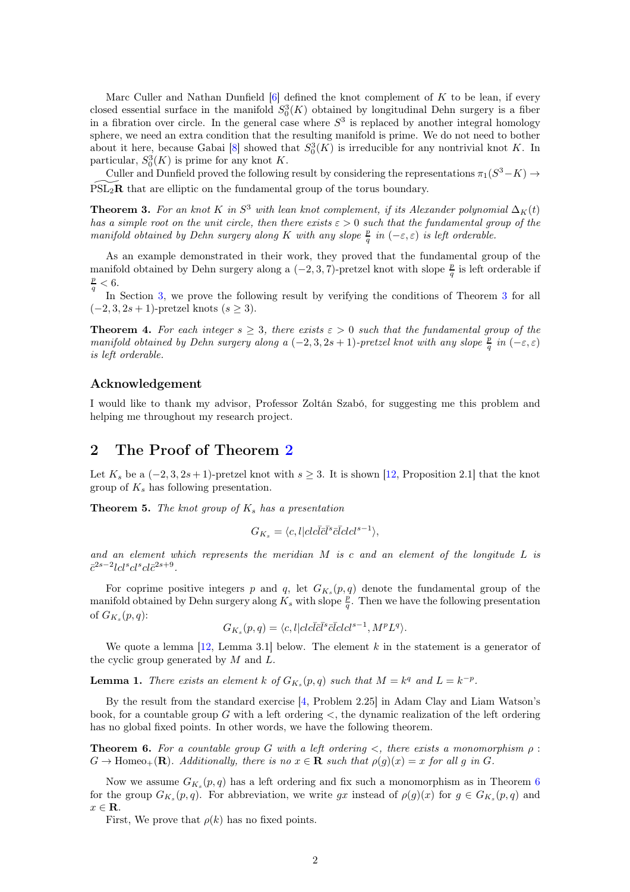Marc Culler and Nathan Dunfield [6] defined the knot complement of $K$ to be lean, if every closed essential surface in the manifold $S^3_0(K)$ obtained by longitudinal Dehn surgery is a fiber in a fibration over circle. In the general case where $S^3$ is replaced by another integral homology sphere, we need an extra condition that the resulting manifold is prime. We do not need to bother about it here, because Gabai [8] showed that $S^3_0(K)$ is irreducible for any nontrivial knot $K$. In particular, $S^3_0(K)$ is prime for any knot $K$.

Culler and Dunfield proved the following result by considering the representations $\pi_1(S^3 - K) \to \widetilde{\mathrm{PSL}_2\mathbf{R}}$ that are elliptic on the fundamental group of the torus boundary.

**Theorem 3.** *For an knot $K$ in $S^3$ with lean knot complement, if its Alexander polynomial $\Delta_K(t)$ has a simple root on the unit circle, then there exists $\varepsilon > 0$ such that the fundamental group of the manifold obtained by Dehn surgery along $K$ with any slope $\frac{p}{q}$ in $(-\varepsilon, \varepsilon)$ is left orderable.*

As an example demonstrated in their work, they proved that the fundamental group of the manifold obtained by Dehn surgery along a $(-2, 3, 7)$-pretzel knot with slope $\frac{p}{q}$ is left orderable if $\frac{p}{q} < 6$.

In Section 3, we prove the following result by verifying the conditions of Theorem 3 for all $(-2, 3, 2s+1)$-pretzel knots $(s \geq 3)$.

**Theorem 4.** *For each integer $s \geq 3$, there exists $\varepsilon > 0$ such that the fundamental group of the manifold obtained by Dehn surgery along a $(-2, 3, 2s+1)$-pretzel knot with any slope $\frac{p}{q}$ in $(-\varepsilon, \varepsilon)$ is left orderable.*

### Acknowledgement

I would like to thank my advisor, Professor Zoltán Szabó, for suggesting me this problem and helping me throughout my research project.

## 2 The Proof of Theorem 2

Let $K_s$ be a $(-2, 3, 2s+1)$-pretzel knot with $s \geq 3$. It is shown [12, Proposition 2.1] that the knot group of $K_s$ has following presentation.

**Theorem 5.** *The knot group of $K_s$ has a presentation*

$$G_{K_s} = \langle c, l | clc\bar{l}\bar{c}\bar{l}^s\bar{c}\bar{l}clcl^{s-1}\rangle,$$

*and an element which represents the meridian $M$ is $c$ and an element of the longitude $L$ is $\bar{c}^{2s-2}lcl^scl^scl\bar{c}^{2s+9}$.*

For coprime positive integers $p$ and $q$, let $G_{K_s}(p, q)$ denote the fundamental group of the manifold obtained by Dehn surgery along $K_s$ with slope $\frac{p}{q}$. Then we have the following presentation of $G_{K_s}(p, q)$:

$$G_{K_s}(p, q) = \langle c, l | clc\bar{l}\bar{c}\bar{l}^s\bar{c}\bar{l}clcl^{s-1}, M^pL^q\rangle.$$

We quote a lemma [12, Lemma 3.1] below. The element $k$ in the statement is a generator of the cyclic group generated by $M$ and $L$.

**Lemma 1.** *There exists an element $k$ of $G_{K_s}(p, q)$ such that $M = k^q$ and $L = k^{-p}$.*

By the result from the standard exercise [4, Problem 2.25] in Adam Clay and Liam Watson's book, for a countable group $G$ with a left ordering $<$, the dynamic realization of the left ordering has no global fixed points. In other words, we have the following theorem.

**Theorem 6.** *For a countable group $G$ with a left ordering $<$, there exists a monomorphism $\rho : G \to \mathrm{Homeo}_+(\mathbf{R})$. Additionally, there is no $x \in \mathbf{R}$ such that $\rho(g)(x) = x$ for all $g$ in $G$.*

Now we assume $G_{K_s}(p, q)$ has a left ordering and fix such a monomorphism as in Theorem 6 for the group $G_{K_s}(p, q)$. For abbreviation, we write $gx$ instead of $\rho(g)(x)$ for $g \in G_{K_s}(p, q)$ and $x \in \mathbf{R}$.

First, We prove that $\rho(k)$ has no fixed points.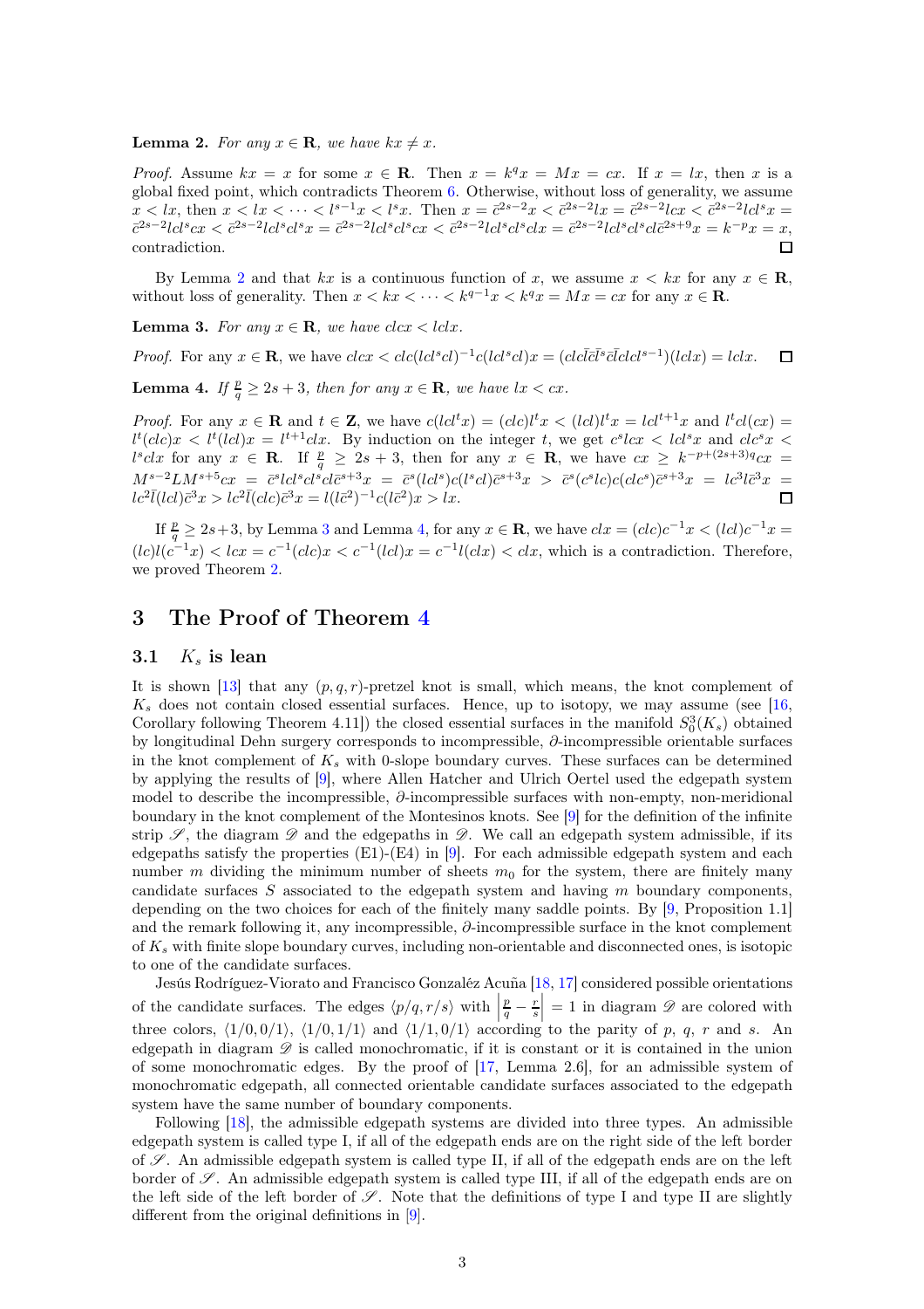**Lemma 2.** *For any $x \in \mathbf{R}$, we have $kx \neq x$.*

*Proof.* Assume $kx = x$ for some $x \in \mathbf{R}$. Then $x = k^q x = Mx = cx$. If $x = lx$, then $x$ is a global fixed point, which contradicts Theorem 6. Otherwise, without loss of generality, we assume $x < lx$, then $x < lx < \cdots < l^{s-1}x < l^s x$. Then $x = \bar{c}^{2s-2}x < \bar{c}^{2s-2}lx = \bar{c}^{2s-2}lcx < \bar{c}^{2s-2}lcl^s x = \bar{c}^{2s-2}lcl^s cx < \bar{c}^{2s-2}lcl^s cl^s x = \bar{c}^{2s-2}lcl^s cl^s cx < \bar{c}^{2s-2}lcl^s cl^s clx = \bar{c}^{2s-2}lcl^s cl\bar{c}^{2s+9}x = k^{-p}x = x$, contradiction. $\square$

By Lemma 2 and that $kx$ is a continuous function of $x$, we assume $x < kx$ for any $x \in \mathbf{R}$, without loss of generality. Then $x < kx < \cdots < k^{q-1}x < k^q x = Mx = cx$ for any $x \in \mathbf{R}$.

**Lemma 3.** *For any $x \in \mathbf{R}$, we have $clcx < lclx$.*

*Proof.* For any $x \in \mathbf{R}$, we have $clcx < clc(lcl^s cl)^{-1}c(lcl^s cl)x = (clc\bar{l}\bar{c}\bar{l}^s\bar{c}\bar{l}clcl^{s-1})(lclx) = lclx$. $\square$

**Lemma 4.** *If $\frac{p}{q} \geq 2s+3$, then for any $x \in \mathbf{R}$, we have $lx < cx$.*

*Proof.* For any $x \in \mathbf{R}$ and $t \in \mathbf{Z}$, we have $c(lcl^t x) = (clc)l^t x < (lcl)l^t x = lcl^{t+1}x$ and $l^t cl(cx) = l^t(clc)x < l^t(lcl)x = l^{t+1}clx$. By induction on the integer $t$, we get $c^s lcx < lcl^s x$ and $clc^s x < l^s clx$ for any $x \in \mathbf{R}$. If $\frac{p}{q} \geq 2s+3$, then for any $x \in \mathbf{R}$, we have $cx \geq k^{-p+(2s+3)q}cx = M^{s-2}LM^{s+5}cx = \bar{c}^s lcl^s cl\bar{c}^{s+3}x = \bar{c}^s(lcl^s)(l^s cl)\bar{c}^{s+3}x > \bar{c}^s(c^s lc)c(clc^s)\bar{c}^{s+3}x = lc^3l\bar{c}^3x = lc^2\bar{l}(lcl)\bar{c}^3x > lc^2\bar{l}(clc)\bar{c}^3x = l(l\bar{c}^2)^{-1}c(l\bar{c}^2)x > lx$. $\square$

If $\frac{p}{q} \geq 2s+3$, by Lemma 3 and Lemma 4, for any $x \in \mathbf{R}$, we have $clx = (clc)c^{-1}x < (lcl)c^{-1}x = (lc)l(c^{-1}x) < lcx = c^{-1}(clc)x < c^{-1}(lcl)x = c^{-1}l(clx) < clx$, which is a contradiction. Therefore, we proved Theorem 2.

# 3 The Proof of Theorem 4

## 3.1 $K_s$ is lean

It is shown [13] that any $(p, q, r)$-pretzel knot is small, which means, the knot complement of $K_s$ does not contain closed essential surfaces. Hence, up to isotopy, we may assume (see [16, Corollary following Theorem 4.11]) the closed essential surfaces in the manifold $S^3_0(K_s)$ obtained by longitudinal Dehn surgery corresponds to incompressible, $\partial$-incompressible orientable surfaces in the knot complement of $K_s$ with 0-slope boundary curves. These surfaces can be determined by applying the results of [9], where Allen Hatcher and Ulrich Oertel used the edgepath system model to describe the incompressible, $\partial$-incompressible surfaces with non-empty, non-meridional boundary in the knot complement of the Montesinos knots. See [9] for the definition of the infinite strip $\mathscr{S}$, the diagram $\mathscr{D}$ and the edgepaths in $\mathscr{D}$. We call an edgepath system admissible, if its edgepaths satisfy the properties (E1)-(E4) in [9]. For each admissible edgepath system and each number $m$ dividing the minimum number of sheets $m_0$ for the system, there are finitely many candidate surfaces $S$ associated to the edgepath system and having $m$ boundary components, depending on the two choices for each of the finitely many saddle points. By [9, Proposition 1.1] and the remark following it, any incompressible, $\partial$-incompressible surface in the knot complement of $K_s$ with finite slope boundary curves, including non-orientable and disconnected ones, is isotopic to one of the candidate surfaces.

Jesús Rodríguez-Viorato and Francisco Gonzaléz Acuña [18, 17] considered possible orientations of the candidate surfaces. The edges $\langle p/q, r/s\rangle$ with $\left|\frac{p}{q} - \frac{r}{s}\right| = 1$ in diagram $\mathscr{D}$ are colored with three colors, $\langle 1/0, 0/1\rangle$, $\langle 1/0, 1/1\rangle$ and $\langle 1/1, 0/1\rangle$ according to the parity of $p$, $q$, $r$ and $s$. An edgepath in diagram $\mathscr{D}$ is called monochromatic, if it is constant or it is contained in the union of some monochromatic edges. By the proof of [17, Lemma 2.6], for an admissible system of monochromatic edgepath, all connected orientable candidate surfaces associated to the edgepath system have the same number of boundary components.

Following [18], the admissible edgepath systems are divided into three types. An admissible edgepath system is called type I, if all of the edgepath ends are on the right side of the left border of $\mathscr{S}$. An admissible edgepath system is called type II, if all of the edgepath ends are on the left border of $\mathscr{S}$. An admissible edgepath system is called type III, if all of the edgepath ends are on the left side of the left border of $\mathscr{S}$. Note that the definitions of type I and type II are slightly different from the original definitions in [9].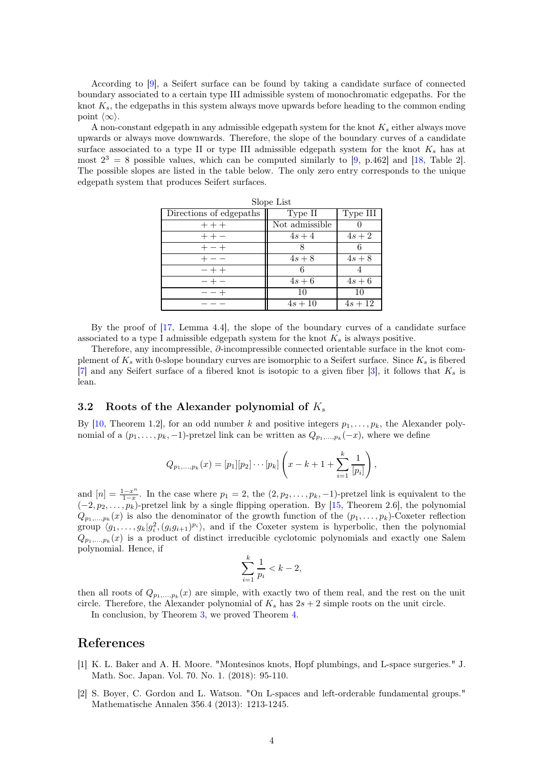According to [9], a Seifert surface can be found by taking a candidate surface of connected boundary associated to a certain type III admissible system of monochromatic edgepaths. For the knot $K_s$, the edgepaths in this system always move upwards before heading to the common ending point $\langle\infty\rangle$.

A non-constant edgepath in any admissible edgepath system for the knot $K_s$ either always move upwards or always move downwards. Therefore, the slope of the boundary curves of a candidate surface associated to a type II or type III admissible edgepath system for the knot $K_s$ has at most $2^3 = 8$ possible values, which can be computed similarly to [9, p.462] and [18, Table 2]. The possible slopes are listed in the table below. The only zero entry corresponds to the unique edgepath system that produces Seifert surfaces.

Slope List

| Directions of edgepaths | Type II | Type III |
|---|---|---|
| $+++$ | Not admissible | $0$ |
| $++-$ | $4s+4$ | $4s+2$ |
| $+-+$ | $8$ | $6$ |
| $+--$ | $4s+8$ | $4s+8$ |
| $-++$ | $6$ | $4$ |
| $-+-$ | $4s+6$ | $4s+6$ |
| $--+$ | $10$ | $10$ |
| $---$ | $4s+10$ | $4s+12$ |

By the proof of [17, Lemma 4.4], the slope of the boundary curves of a candidate surface associated to a type I admissible edgepath system for the knot $K_s$ is always positive.

Therefore, any incompressible, $\partial$-incompressible connected orientable surface in the knot complement of $K_s$ with 0-slope boundary curves are isomorphic to a Seifert surface. Since $K_s$ is fibered [7] and any Seifert surface of a fibered knot is isotopic to a given fiber [3], it follows that $K_s$ is lean.

## 3.2 Roots of the Alexander polynomial of $K_s$

By [10, Theorem 1.2], for an odd number $k$ and positive integers $p_1, \ldots, p_k$, the Alexander polynomial of a $(p_1, \ldots, p_k, -1)$-pretzel link can be written as $Q_{p_1,\ldots,p_k}(-x)$, where we define

$$Q_{p_1,\ldots,p_k}(x) = [p_1][p_2]\cdots[p_k]\left(x - k + 1 + \sum_{i=1}^{k} \frac{1}{[p_i]}\right),$$

and $[n] = \frac{1-x^n}{1-x}$. In the case where $p_1 = 2$, the $(2, p_2, \ldots, p_k, -1)$-pretzel link is equivalent to the $(-2, p_2, \ldots, p_k)$-pretzel link by a single flipping operation. By [15, Theorem 2.6], the polynomial $Q_{p_1,\ldots,p_k}(x)$ is also the denominator of the growth function of the $(p_1, \ldots, p_k)$-Coxeter reflection group $\langle g_1, \ldots, g_k | g_i^2, (g_i g_{i+1})^{p_i}\rangle$, and if the Coxeter system is hyperbolic, then the polynomial $Q_{p_1,\ldots,p_k}(x)$ is a product of distinct irreducible cyclotomic polynomials and exactly one Salem polynomial. Hence, if

$$\sum_{i=1}^{k} \frac{1}{p_i} < k - 2,$$

then all roots of $Q_{p_1,\ldots,p_k}(x)$ are simple, with exactly two of them real, and the rest on the unit circle. Therefore, the Alexander polynomial of $K_s$ has $2s + 2$ simple roots on the unit circle.

In conclusion, by Theorem 3, we proved Theorem 4.

# References

[1] K. L. Baker and A. H. Moore. "Montesinos knots, Hopf plumbings, and L-space surgeries." J. Math. Soc. Japan. Vol. 70. No. 1. (2018): 95-110.

[2] S. Boyer, C. Gordon and L. Watson. "On L-spaces and left-orderable fundamental groups." Mathematische Annalen 356.4 (2013): 1213-1245.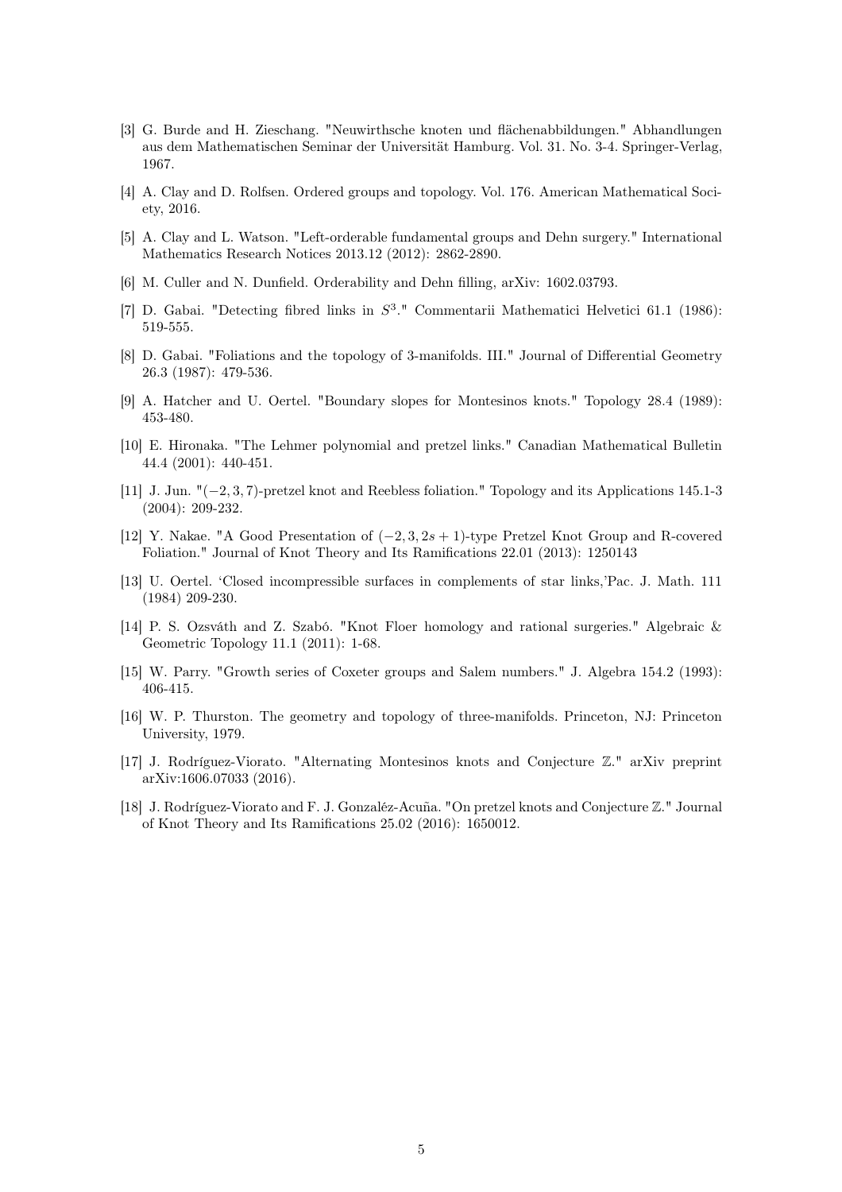[3] G. Burde and H. Zieschang. "Neuwirthsche knoten und flächenabbildungen." Abhandlungen aus dem Mathematischen Seminar der Universität Hamburg. Vol. 31. No. 3-4. Springer-Verlag, 1967.

[4] A. Clay and D. Rolfsen. Ordered groups and topology. Vol. 176. American Mathematical Society, 2016.

[5] A. Clay and L. Watson. "Left-orderable fundamental groups and Dehn surgery." International Mathematics Research Notices 2013.12 (2012): 2862-2890.

[6] M. Culler and N. Dunfield. Orderability and Dehn filling, arXiv: 1602.03793.

[7] D. Gabai. "Detecting fibred links in $S^3$." Commentarii Mathematici Helvetici 61.1 (1986): 519-555.

[8] D. Gabai. "Foliations and the topology of 3-manifolds. III." Journal of Differential Geometry 26.3 (1987): 479-536.

[9] A. Hatcher and U. Oertel. "Boundary slopes for Montesinos knots." Topology 28.4 (1989): 453-480.

[10] E. Hironaka. "The Lehmer polynomial and pretzel links." Canadian Mathematical Bulletin 44.4 (2001): 440-451.

[11] J. Jun. "$(-2, 3, 7)$-pretzel knot and Reebless foliation." Topology and its Applications 145.1-3 (2004): 209-232.

[12] Y. Nakae. "A Good Presentation of $(-2, 3, 2s + 1)$-type Pretzel Knot Group and R-covered Foliation." Journal of Knot Theory and Its Ramifications 22.01 (2013): 1250143

[13] U. Oertel. 'Closed incompressible surfaces in complements of star links,'Pac. J. Math. 111 (1984) 209-230.

[14] P. S. Ozsváth and Z. Szabó. "Knot Floer homology and rational surgeries." Algebraic & Geometric Topology 11.1 (2011): 1-68.

[15] W. Parry. "Growth series of Coxeter groups and Salem numbers." J. Algebra 154.2 (1993): 406-415.

[16] W. P. Thurston. The geometry and topology of three-manifolds. Princeton, NJ: Princeton University, 1979.

[17] J. Rodríguez-Viorato. "Alternating Montesinos knots and Conjecture $\mathbb{Z}$." arXiv preprint arXiv:1606.07033 (2016).

[18] J. Rodríguez-Viorato and F. J. Gonzaléz-Acuña. "On pretzel knots and Conjecture $\mathbb{Z}$." Journal of Knot Theory and Its Ramifications 25.02 (2016): 1650012.